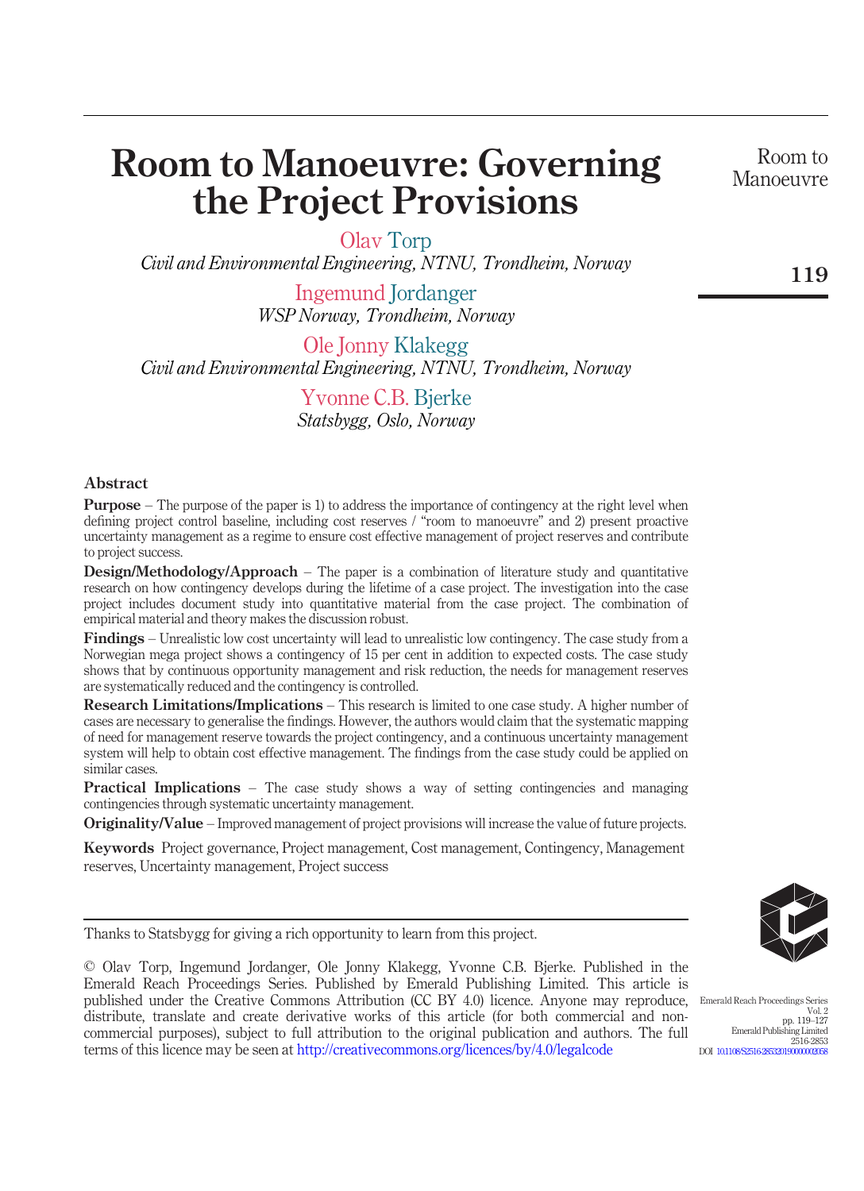# Room to Manoeuvre: Governing the Project Provisions

Olav Torp
*Civil and Environmental Engineering, NTNU, Trondheim, Norway*

Ingemund Jordanger
*WSP Norway, Trondheim, Norway*

Ole Jonny Klakegg
*Civil and Environmental Engineering, NTNU, Trondheim, Norway*

Yvonne C.B. Bjerke
*Statsbygg, Oslo, Norway*

## Abstract

**Purpose** – The purpose of the paper is 1) to address the importance of contingency at the right level when defining project control baseline, including cost reserves / "room to manoeuvre" and 2) present proactive uncertainty management as a regime to ensure cost effective management of project reserves and contribute to project success.

**Design/Methodology/Approach** – The paper is a combination of literature study and quantitative research on how contingency develops during the lifetime of a case project. The investigation into the case project includes document study into quantitative material from the case project. The combination of empirical material and theory makes the discussion robust.

**Findings** – Unrealistic low cost uncertainty will lead to unrealistic low contingency. The case study from a Norwegian mega project shows a contingency of 15 per cent in addition to expected costs. The case study shows that by continuous opportunity management and risk reduction, the needs for management reserves are systematically reduced and the contingency is controlled.

**Research Limitations/Implications** – This research is limited to one case study. A higher number of cases are necessary to generalise the findings. However, the authors would claim that the systematic mapping of need for management reserve towards the project contingency, and a continuous uncertainty management system will help to obtain cost effective management. The findings from the case study could be applied on similar cases.

**Practical Implications** – The case study shows a way of setting contingencies and managing contingencies through systematic uncertainty management.

**Originality/Value** – Improved management of project provisions will increase the value of future projects.

**Keywords** Project governance, Project management, Cost management, Contingency, Management reserves, Uncertainty management, Project success

---

Thanks to Statsbygg for giving a rich opportunity to learn from this project.

© Olav Torp, Ingemund Jordanger, Ole Jonny Klakegg, Yvonne C.B. Bjerke. Published in the Emerald Reach Proceedings Series. Published by Emerald Publishing Limited. This article is published under the Creative Commons Attribution (CC BY 4.0) licence. Anyone may reproduce, distribute, translate and create derivative works of this article (for both commercial and non-commercial purposes), subject to full attribution to the original publication and authors. The full terms of this licence may be seen at http://creativecommons.org/licences/by/4.0/legalcode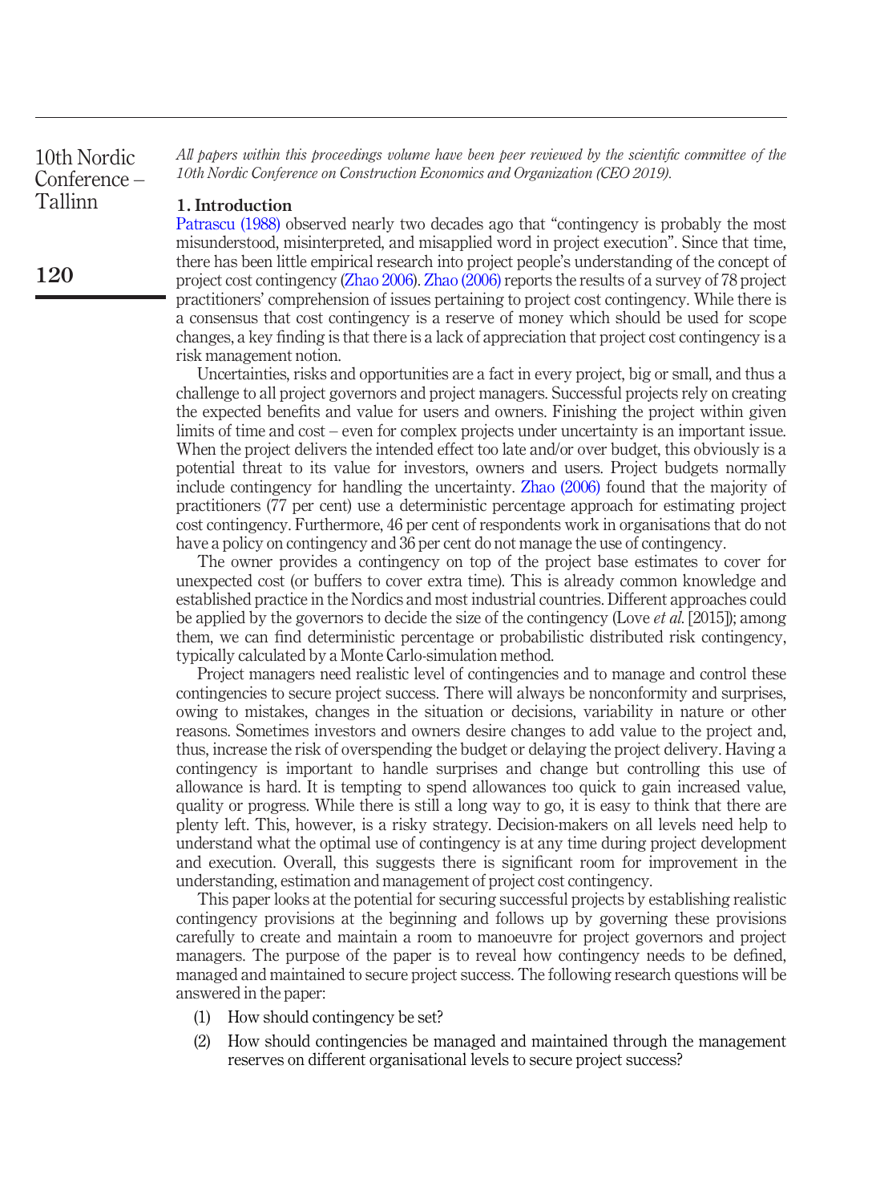*All papers within this proceedings volume have been peer reviewed by the scientific committee of the 10th Nordic Conference on Construction Economics and Organization (CEO 2019).*

## 1. Introduction

Patrascu (1988) observed nearly two decades ago that "contingency is probably the most misunderstood, misinterpreted, and misapplied word in project execution". Since that time, there has been little empirical research into project people's understanding of the concept of project cost contingency (Zhao 2006). Zhao (2006) reports the results of a survey of 78 project practitioners' comprehension of issues pertaining to project cost contingency. While there is a consensus that cost contingency is a reserve of money which should be used for scope changes, a key finding is that there is a lack of appreciation that project cost contingency is a risk management notion.

Uncertainties, risks and opportunities are a fact in every project, big or small, and thus a challenge to all project governors and project managers. Successful projects rely on creating the expected benefits and value for users and owners. Finishing the project within given limits of time and cost – even for complex projects under uncertainty is an important issue. When the project delivers the intended effect too late and/or over budget, this obviously is a potential threat to its value for investors, owners and users. Project budgets normally include contingency for handling the uncertainty. Zhao (2006) found that the majority of practitioners (77 per cent) use a deterministic percentage approach for estimating project cost contingency. Furthermore, 46 per cent of respondents work in organisations that do not have a policy on contingency and 36 per cent do not manage the use of contingency.

The owner provides a contingency on top of the project base estimates to cover for unexpected cost (or buffers to cover extra time). This is already common knowledge and established practice in the Nordics and most industrial countries. Different approaches could be applied by the governors to decide the size of the contingency (Love *et al.* [2015]); among them, we can find deterministic percentage or probabilistic distributed risk contingency, typically calculated by a Monte Carlo-simulation method.

Project managers need realistic level of contingencies and to manage and control these contingencies to secure project success. There will always be nonconformity and surprises, owing to mistakes, changes in the situation or decisions, variability in nature or other reasons. Sometimes investors and owners desire changes to add value to the project and, thus, increase the risk of overspending the budget or delaying the project delivery. Having a contingency is important to handle surprises and change but controlling this use of allowance is hard. It is tempting to spend allowances too quick to gain increased value, quality or progress. While there is still a long way to go, it is easy to think that there are plenty left. This, however, is a risky strategy. Decision-makers on all levels need help to understand what the optimal use of contingency is at any time during project development and execution. Overall, this suggests there is significant room for improvement in the understanding, estimation and management of project cost contingency.

This paper looks at the potential for securing successful projects by establishing realistic contingency provisions at the beginning and follows up by governing these provisions carefully to create and maintain a room to manoeuvre for project governors and project managers. The purpose of the paper is to reveal how contingency needs to be defined, managed and maintained to secure project success. The following research questions will be answered in the paper:

1. How should contingency be set?
2. How should contingencies be managed and maintained through the management reserves on different organisational levels to secure project success?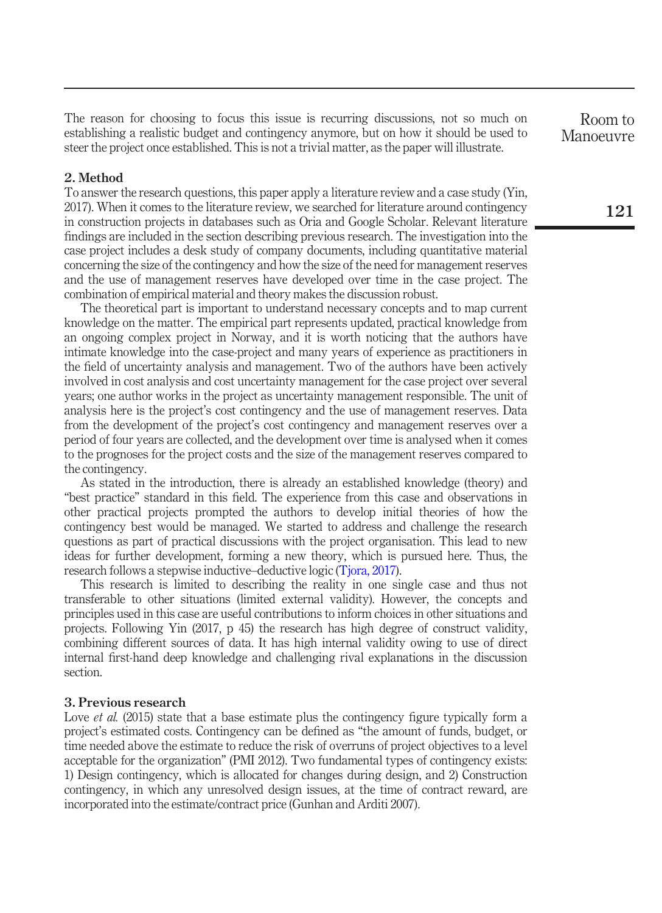The reason for choosing to focus this issue is recurring discussions, not so much on establishing a realistic budget and contingency anymore, but on how it should be used to steer the project once established. This is not a trivial matter, as the paper will illustrate.

## 2. Method

To answer the research questions, this paper apply a literature review and a case study (Yin, 2017). When it comes to the literature review, we searched for literature around contingency in construction projects in databases such as Oria and Google Scholar. Relevant literature findings are included in the section describing previous research. The investigation into the case project includes a desk study of company documents, including quantitative material concerning the size of the contingency and how the size of the need for management reserves and the use of management reserves have developed over time in the case project. The combination of empirical material and theory makes the discussion robust.

The theoretical part is important to understand necessary concepts and to map current knowledge on the matter. The empirical part represents updated, practical knowledge from an ongoing complex project in Norway, and it is worth noticing that the authors have intimate knowledge into the case-project and many years of experience as practitioners in the field of uncertainty analysis and management. Two of the authors have been actively involved in cost analysis and cost uncertainty management for the case project over several years; one author works in the project as uncertainty management responsible. The unit of analysis here is the project's cost contingency and the use of management reserves. Data from the development of the project's cost contingency and management reserves over a period of four years are collected, and the development over time is analysed when it comes to the prognoses for the project costs and the size of the management reserves compared to the contingency.

As stated in the introduction, there is already an established knowledge (theory) and "best practice" standard in this field. The experience from this case and observations in other practical projects prompted the authors to develop initial theories of how the contingency best would be managed. We started to address and challenge the research questions as part of practical discussions with the project organisation. This lead to new ideas for further development, forming a new theory, which is pursued here. Thus, the research follows a stepwise inductive–deductive logic (Tjora, 2017).

This research is limited to describing the reality in one single case and thus not transferable to other situations (limited external validity). However, the concepts and principles used in this case are useful contributions to inform choices in other situations and projects. Following Yin (2017, p 45) the research has high degree of construct validity, combining different sources of data. It has high internal validity owing to use of direct internal first-hand deep knowledge and challenging rival explanations in the discussion section.

## 3. Previous research

Love *et al.* (2015) state that a base estimate plus the contingency figure typically form a project's estimated costs. Contingency can be defined as "the amount of funds, budget, or time needed above the estimate to reduce the risk of overruns of project objectives to a level acceptable for the organization" (PMI 2012). Two fundamental types of contingency exists: 1) Design contingency, which is allocated for changes during design, and 2) Construction contingency, in which any unresolved design issues, at the time of contract reward, are incorporated into the estimate/contract price (Gunhan and Arditi 2007).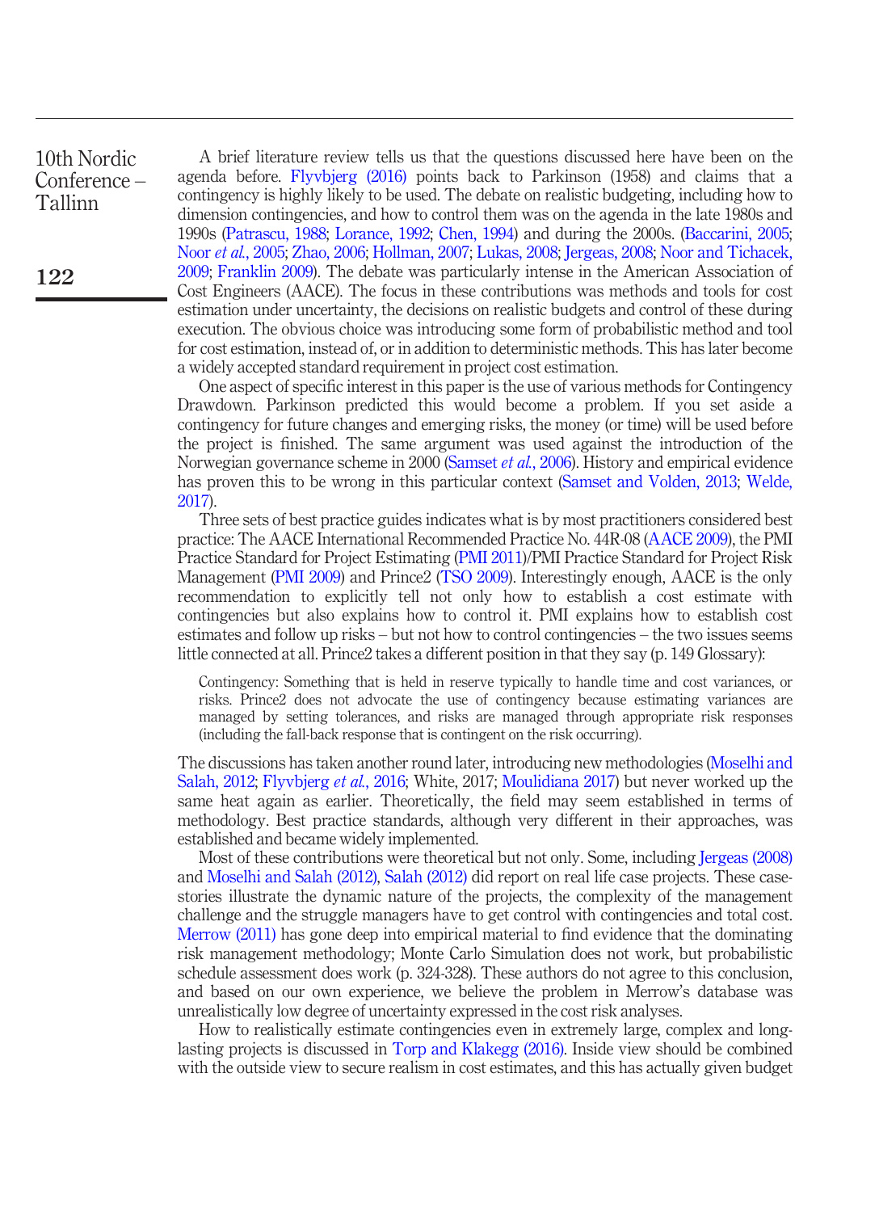A brief literature review tells us that the questions discussed here have been on the agenda before. Flyvbjerg (2016) points back to Parkinson (1958) and claims that a contingency is highly likely to be used. The debate on realistic budgeting, including how to dimension contingencies, and how to control them was on the agenda in the late 1980s and 1990s (Patrascu, 1988; Lorance, 1992; Chen, 1994) and during the 2000s. (Baccarini, 2005; Noor *et al.*, 2005; Zhao, 2006; Hollman, 2007; Lukas, 2008; Jergeas, 2008; Noor and Tichacek, 2009; Franklin 2009). The debate was particularly intense in the American Association of Cost Engineers (AACE). The focus in these contributions was methods and tools for cost estimation under uncertainty, the decisions on realistic budgets and control of these during execution. The obvious choice was introducing some form of probabilistic method and tool for cost estimation, instead of, or in addition to deterministic methods. This has later become a widely accepted standard requirement in project cost estimation.

One aspect of specific interest in this paper is the use of various methods for Contingency Drawdown. Parkinson predicted this would become a problem. If you set aside a contingency for future changes and emerging risks, the money (or time) will be used before the project is finished. The same argument was used against the introduction of the Norwegian governance scheme in 2000 (Samset *et al.*, 2006). History and empirical evidence has proven this to be wrong in this particular context (Samset and Volden, 2013; Welde, 2017).

Three sets of best practice guides indicates what is by most practitioners considered best practice: The AACE International Recommended Practice No. 44R-08 (AACE 2009), the PMI Practice Standard for Project Estimating (PMI 2011)/PMI Practice Standard for Project Risk Management (PMI 2009) and Prince2 (TSO 2009). Interestingly enough, AACE is the only recommendation to explicitly tell not only how to establish a cost estimate with contingencies but also explains how to control it. PMI explains how to establish cost estimates and follow up risks – but not how to control contingencies – the two issues seems little connected at all. Prince2 takes a different position in that they say (p. 149 Glossary):

> Contingency: Something that is held in reserve typically to handle time and cost variances, or risks. Prince2 does not advocate the use of contingency because estimating variances are managed by setting tolerances, and risks are managed through appropriate risk responses (including the fall-back response that is contingent on the risk occurring).

The discussions has taken another round later, introducing new methodologies (Moselhi and Salah, 2012; Flyvbjerg *et al.*, 2016; White, 2017; Moulidiana 2017) but never worked up the same heat again as earlier. Theoretically, the field may seem established in terms of methodology. Best practice standards, although very different in their approaches, was established and became widely implemented.

Most of these contributions were theoretical but not only. Some, including Jergeas (2008) and Moselhi and Salah (2012), Salah (2012) did report on real life case projects. These case-stories illustrate the dynamic nature of the projects, the complexity of the management challenge and the struggle managers have to get control with contingencies and total cost. Merrow (2011) has gone deep into empirical material to find evidence that the dominating risk management methodology; Monte Carlo Simulation does not work, but probabilistic schedule assessment does work (p. 324-328). These authors do not agree to this conclusion, and based on our own experience, we believe the problem in Merrow's database was unrealistically low degree of uncertainty expressed in the cost risk analyses.

How to realistically estimate contingencies even in extremely large, complex and long-lasting projects is discussed in Torp and Klakegg (2016). Inside view should be combined with the outside view to secure realism in cost estimates, and this has actually given budget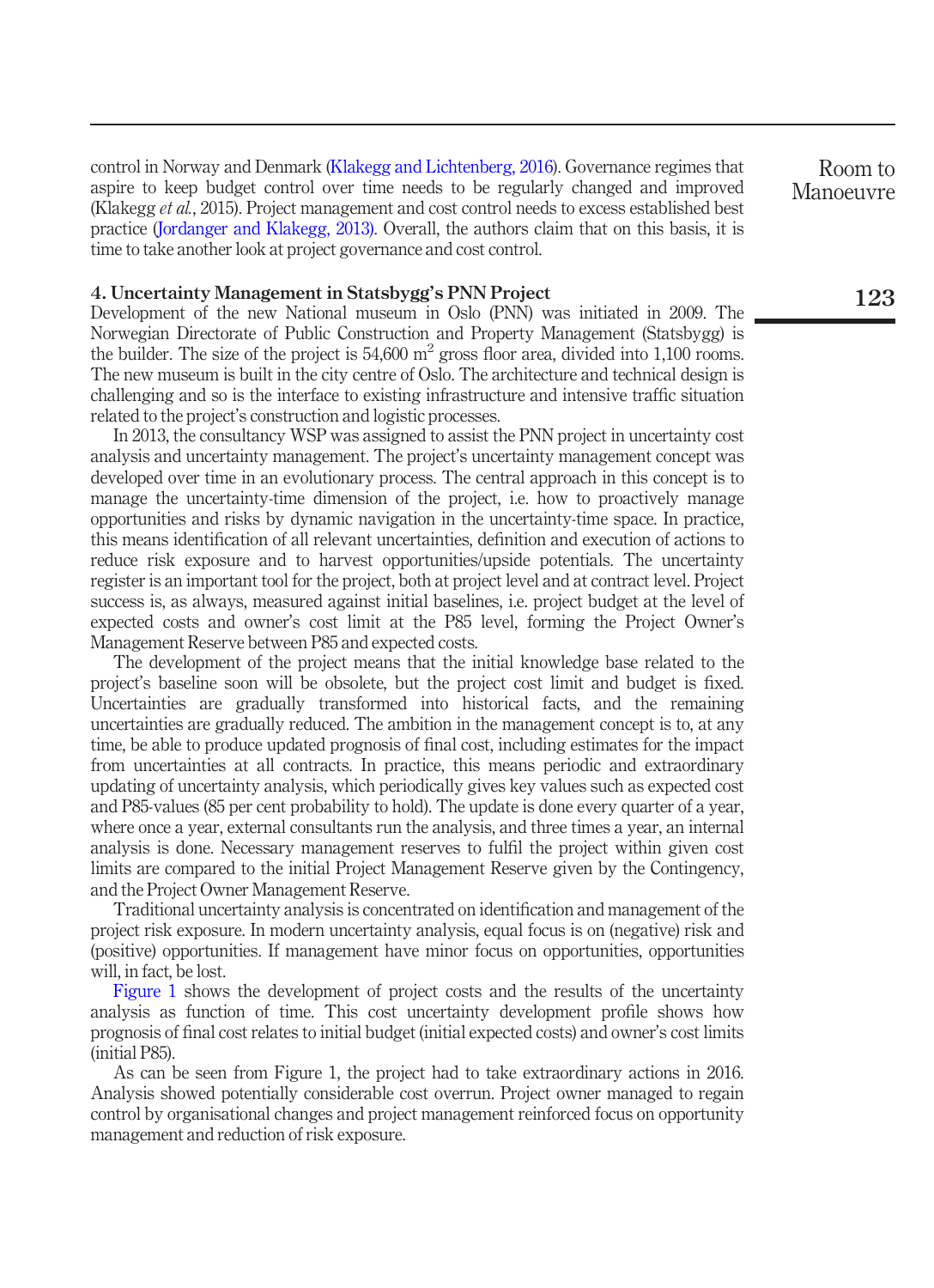control in Norway and Denmark (Klakegg and Lichtenberg, 2016). Governance regimes that aspire to keep budget control over time needs to be regularly changed and improved (Klakegg *et al.*, 2015). Project management and cost control needs to excess established best practice (Jordanger and Klakegg, 2013). Overall, the authors claim that on this basis, it is time to take another look at project governance and cost control.

## 4. Uncertainty Management in Statsbygg's PNN Project

Development of the new National museum in Oslo (PNN) was initiated in 2009. The Norwegian Directorate of Public Construction and Property Management (Statsbygg) is the builder. The size of the project is 54,600 m$^2$ gross floor area, divided into 1,100 rooms. The new museum is built in the city centre of Oslo. The architecture and technical design is challenging and so is the interface to existing infrastructure and intensive traffic situation related to the project's construction and logistic processes.

In 2013, the consultancy WSP was assigned to assist the PNN project in uncertainty cost analysis and uncertainty management. The project's uncertainty management concept was developed over time in an evolutionary process. The central approach in this concept is to manage the uncertainty-time dimension of the project, i.e. how to proactively manage opportunities and risks by dynamic navigation in the uncertainty-time space. In practice, this means identification of all relevant uncertainties, definition and execution of actions to reduce risk exposure and to harvest opportunities/upside potentials. The uncertainty register is an important tool for the project, both at project level and at contract level. Project success is, as always, measured against initial baselines, i.e. project budget at the level of expected costs and owner's cost limit at the P85 level, forming the Project Owner's Management Reserve between P85 and expected costs.

The development of the project means that the initial knowledge base related to the project's baseline soon will be obsolete, but the project cost limit and budget is fixed. Uncertainties are gradually transformed into historical facts, and the remaining uncertainties are gradually reduced. The ambition in the management concept is to, at any time, be able to produce updated prognosis of final cost, including estimates for the impact from uncertainties at all contracts. In practice, this means periodic and extraordinary updating of uncertainty analysis, which periodically gives key values such as expected cost and P85-values (85 per cent probability to hold). The update is done every quarter of a year, where once a year, external consultants run the analysis, and three times a year, an internal analysis is done. Necessary management reserves to fulfil the project within given cost limits are compared to the initial Project Management Reserve given by the Contingency, and the Project Owner Management Reserve.

Traditional uncertainty analysis is concentrated on identification and management of the project risk exposure. In modern uncertainty analysis, equal focus is on (negative) risk and (positive) opportunities. If management have minor focus on opportunities, opportunities will, in fact, be lost.

Figure 1 shows the development of project costs and the results of the uncertainty analysis as function of time. This cost uncertainty development profile shows how prognosis of final cost relates to initial budget (initial expected costs) and owner's cost limits (initial P85).

As can be seen from Figure 1, the project had to take extraordinary actions in 2016. Analysis showed potentially considerable cost overrun. Project owner managed to regain control by organisational changes and project management reinforced focus on opportunity management and reduction of risk exposure.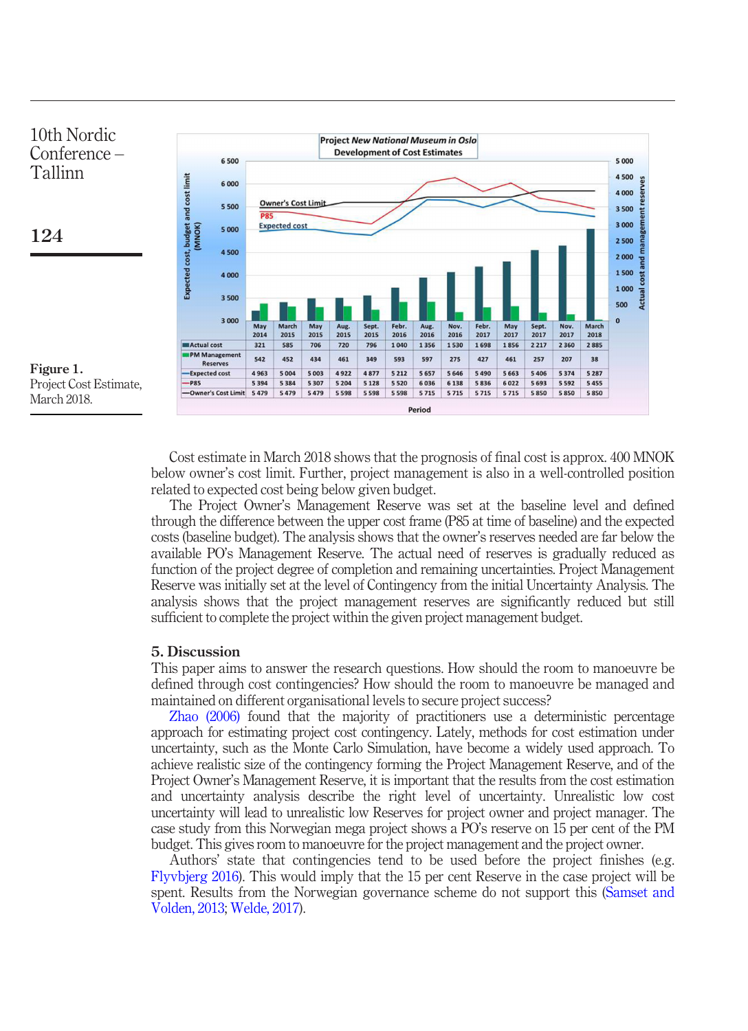**Project *New National Museum in Oslo***
**Development of Cost Estimates**

| Period | May 2014 | March 2015 | May 2015 | Aug. 2015 | Sept. 2015 | Febr. 2016 | Aug. 2016 | Nov. 2016 | Febr. 2017 | May 2017 | Sept. 2017 | Nov. 2017 | March 2018 |
|---|---|---|---|---|---|---|---|---|---|---|---|---|---|
| Actual cost | 321 | 585 | 706 | 720 | 796 | 1 040 | 1 356 | 1 530 | 1 698 | 1 856 | 2 217 | 2 360 | 2 885 |
| PM Management Reserves | 542 | 452 | 434 | 461 | 349 | 593 | 597 | 275 | 427 | 461 | 257 | 207 | 38 |
| Expected cost | 4 963 | 5 004 | 5 003 | 4 922 | 4 877 | 5 212 | 5 657 | 5 646 | 5 490 | 5 663 | 5 406 | 5 374 | 5 287 |
| P85 | 5 394 | 5 384 | 5 307 | 5 204 | 5 128 | 5 520 | 6 036 | 6 138 | 5 836 | 6 022 | 5 693 | 5 592 | 5 455 |
| Owner's Cost Limit | 5 479 | 5 479 | 5 479 | 5 598 | 5 598 | 5 598 | 5 715 | 5 715 | 5 715 | 5 715 | 5 850 | 5 850 | 5 850 |

**Figure 1.**
Project Cost Estimate, March 2018.

Cost estimate in March 2018 shows that the prognosis of final cost is approx. 400 MNOK below owner's cost limit. Further, project management is also in a well-controlled position related to expected cost being below given budget.

The Project Owner's Management Reserve was set at the baseline level and defined through the difference between the upper cost frame (P85 at time of baseline) and the expected costs (baseline budget). The analysis shows that the owner's reserves needed are far below the available PO's Management Reserve. The actual need of reserves is gradually reduced as function of the project degree of completion and remaining uncertainties. Project Management Reserve was initially set at the level of Contingency from the initial Uncertainty Analysis. The analysis shows that the project management reserves are significantly reduced but still sufficient to complete the project within the given project management budget.

## 5. Discussion

This paper aims to answer the research questions. How should the room to manoeuvre be defined through cost contingencies? How should the room to manoeuvre be managed and maintained on different organisational levels to secure project success?

Zhao (2006) found that the majority of practitioners use a deterministic percentage approach for estimating project cost contingency. Lately, methods for cost estimation under uncertainty, such as the Monte Carlo Simulation, have become a widely used approach. To achieve realistic size of the contingency forming the Project Management Reserve, and of the Project Owner's Management Reserve, it is important that the results from the cost estimation and uncertainty analysis describe the right level of uncertainty. Unrealistic low cost uncertainty will lead to unrealistic low Reserves for project owner and project manager. The case study from this Norwegian mega project shows a PO's reserve on 15 per cent of the PM budget. This gives room to manoeuvre for the project management and the project owner.

Authors' state that contingencies tend to be used before the project finishes (e.g. Flyvbjerg 2016). This would imply that the 15 per cent Reserve in the case project will be spent. Results from the Norwegian governance scheme do not support this (Samset and Volden, 2013; Welde, 2017).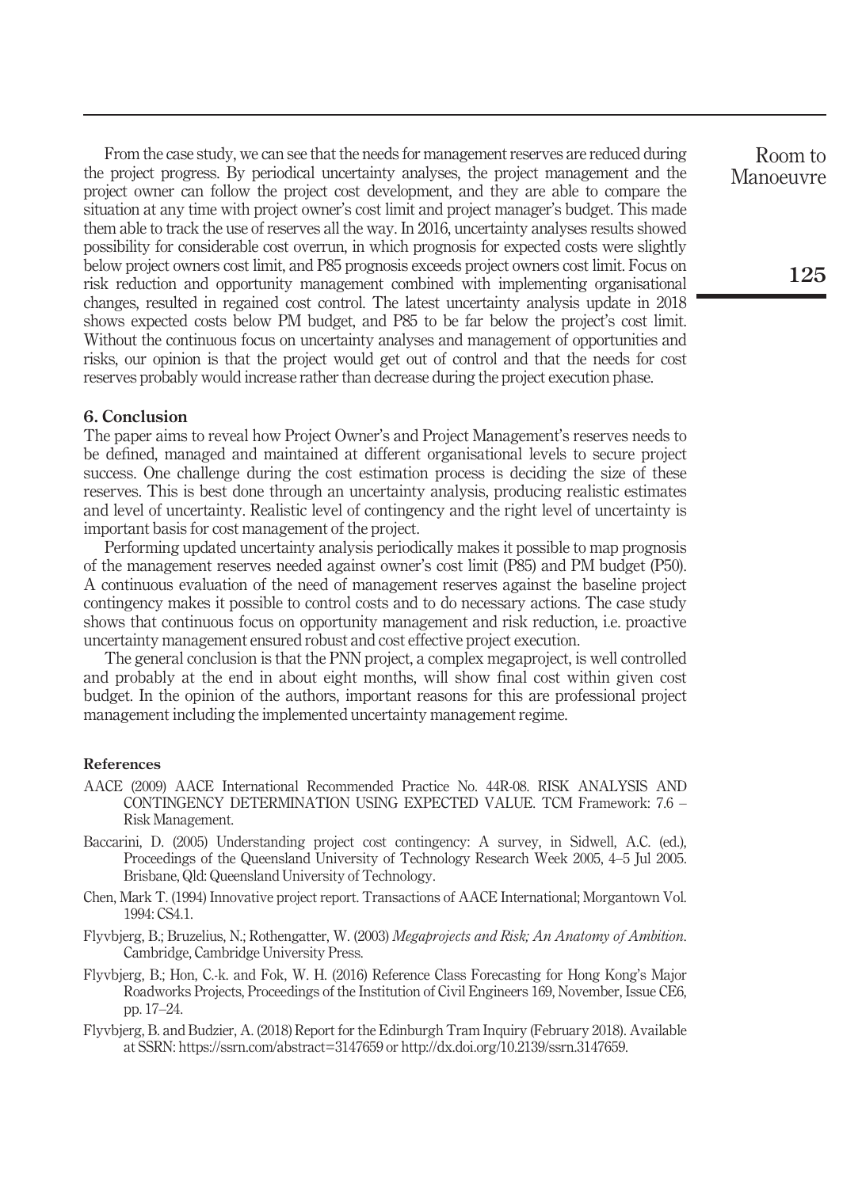From the case study, we can see that the needs for management reserves are reduced during the project progress. By periodical uncertainty analyses, the project management and the project owner can follow the project cost development, and they are able to compare the situation at any time with project owner's cost limit and project manager's budget. This made them able to track the use of reserves all the way. In 2016, uncertainty analyses results showed possibility for considerable cost overrun, in which prognosis for expected costs were slightly below project owners cost limit, and P85 prognosis exceeds project owners cost limit. Focus on risk reduction and opportunity management combined with implementing organisational changes, resulted in regained cost control. The latest uncertainty analysis update in 2018 shows expected costs below PM budget, and P85 to be far below the project's cost limit. Without the continuous focus on uncertainty analyses and management of opportunities and risks, our opinion is that the project would get out of control and that the needs for cost reserves probably would increase rather than decrease during the project execution phase.

## 6. Conclusion

The paper aims to reveal how Project Owner's and Project Management's reserves needs to be defined, managed and maintained at different organisational levels to secure project success. One challenge during the cost estimation process is deciding the size of these reserves. This is best done through an uncertainty analysis, producing realistic estimates and level of uncertainty. Realistic level of contingency and the right level of uncertainty is important basis for cost management of the project.

Performing updated uncertainty analysis periodically makes it possible to map prognosis of the management reserves needed against owner's cost limit (P85) and PM budget (P50). A continuous evaluation of the need of management reserves against the baseline project contingency makes it possible to control costs and to do necessary actions. The case study shows that continuous focus on opportunity management and risk reduction, i.e. proactive uncertainty management ensured robust and cost effective project execution.

The general conclusion is that the PNN project, a complex megaproject, is well controlled and probably at the end in about eight months, will show final cost within given cost budget. In the opinion of the authors, important reasons for this are professional project management including the implemented uncertainty management regime.

### References

AACE (2009) AACE International Recommended Practice No. 44R-08. RISK ANALYSIS AND CONTINGENCY DETERMINATION USING EXPECTED VALUE. TCM Framework: 7.6 – Risk Management.

Baccarini, D. (2005) Understanding project cost contingency: A survey, in Sidwell, A.C. (ed.), Proceedings of the Queensland University of Technology Research Week 2005, 4–5 Jul 2005. Brisbane, Qld: Queensland University of Technology.

Chen, Mark T. (1994) Innovative project report. Transactions of AACE International; Morgantown Vol. 1994: CS4.1.

Flyvbjerg, B.; Bruzelius, N.; Rothengatter, W. (2003) *Megaprojects and Risk; An Anatomy of Ambition*. Cambridge, Cambridge University Press.

Flyvbjerg, B.; Hon, C.-k. and Fok, W. H. (2016) Reference Class Forecasting for Hong Kong's Major Roadworks Projects, Proceedings of the Institution of Civil Engineers 169, November, Issue CE6, pp. 17–24.

Flyvbjerg, B. and Budzier, A. (2018) Report for the Edinburgh Tram Inquiry (February 2018). Available at SSRN: https://ssrn.com/abstract=3147659 or http://dx.doi.org/10.2139/ssrn.3147659.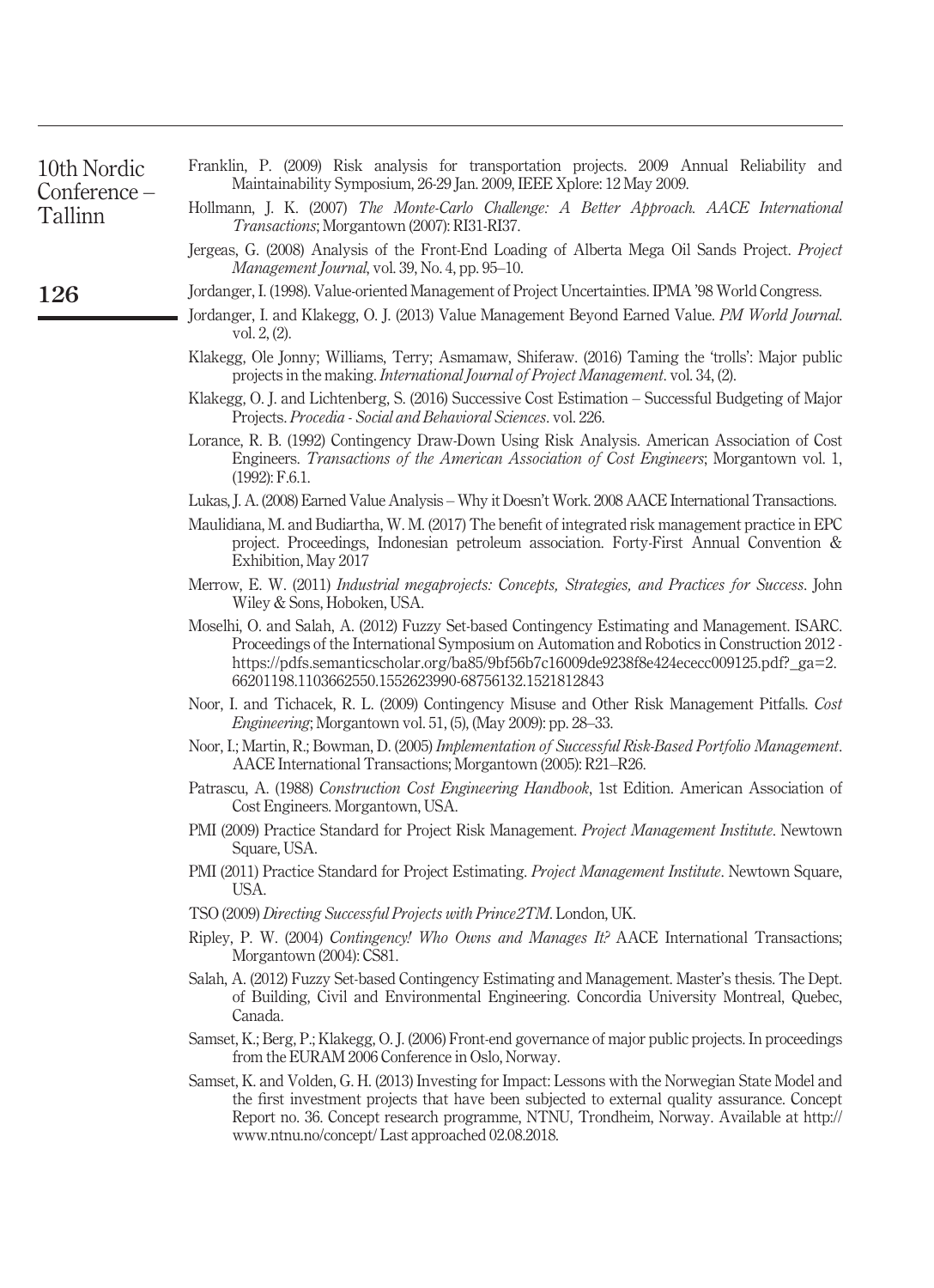Franklin, P. (2009) Risk analysis for transportation projects. 2009 Annual Reliability and Maintainability Symposium, 26-29 Jan. 2009, IEEE Xplore: 12 May 2009.

Hollmann, J. K. (2007) *The Monte-Carlo Challenge: A Better Approach. AACE International Transactions*; Morgantown (2007): RI31-RI37.

Jergeas, G. (2008) Analysis of the Front-End Loading of Alberta Mega Oil Sands Project. *Project Management Journal*, vol. 39, No. 4, pp. 95–10.

Jordanger, I. (1998). Value-oriented Management of Project Uncertainties. IPMA '98 World Congress.

Jordanger, I. and Klakegg, O. J. (2013) Value Management Beyond Earned Value. *PM World Journal*. vol. 2, (2).

Klakegg, Ole Jonny; Williams, Terry; Asmamaw, Shiferaw. (2016) Taming the 'trolls': Major public projects in the making. *International Journal of Project Management*. vol. 34, (2).

Klakegg, O. J. and Lichtenberg, S. (2016) Successive Cost Estimation – Successful Budgeting of Major Projects. *Procedia - Social and Behavioral Sciences*. vol. 226.

Lorance, R. B. (1992) Contingency Draw-Down Using Risk Analysis. American Association of Cost Engineers. *Transactions of the American Association of Cost Engineers*; Morgantown vol. 1, (1992): F.6.1.

Lukas, J. A. (2008) Earned Value Analysis – Why it Doesn't Work. 2008 AACE International Transactions.

Maulidiana, M. and Budiartha, W. M. (2017) The benefit of integrated risk management practice in EPC project. Proceedings, Indonesian petroleum association. Forty-First Annual Convention & Exhibition, May 2017

Merrow, E. W. (2011) *Industrial megaprojects: Concepts, Strategies, and Practices for Success*. John Wiley & Sons, Hoboken, USA.

Moselhi, O. and Salah, A. (2012) Fuzzy Set-based Contingency Estimating and Management. ISARC. Proceedings of the International Symposium on Automation and Robotics in Construction 2012 - https://pdfs.semanticscholar.org/ba85/9bf56b7c16009de9238f8e424ececc009125.pdf?_ga=2.66201198.1103662550.1552623990-68756132.1521812843

Noor, I. and Tichacek, R. L. (2009) Contingency Misuse and Other Risk Management Pitfalls. *Cost Engineering*; Morgantown vol. 51, (5), (May 2009): pp. 28–33.

Noor, I.; Martin, R.; Bowman, D. (2005) *Implementation of Successful Risk-Based Portfolio Management*. AACE International Transactions; Morgantown (2005): R21–R26.

Patrascu, A. (1988) *Construction Cost Engineering Handbook*, 1st Edition. American Association of Cost Engineers. Morgantown, USA.

PMI (2009) Practice Standard for Project Risk Management. *Project Management Institute*. Newtown Square, USA.

PMI (2011) Practice Standard for Project Estimating. *Project Management Institute*. Newtown Square, USA.

TSO (2009) *Directing Successful Projects with Prince2TM*. London, UK.

Ripley, P. W. (2004) *Contingency! Who Owns and Manages It?* AACE International Transactions; Morgantown (2004): CS81.

Salah, A. (2012) Fuzzy Set-based Contingency Estimating and Management. Master's thesis. The Dept. of Building, Civil and Environmental Engineering. Concordia University Montreal, Quebec, Canada.

Samset, K.; Berg, P.; Klakegg, O. J. (2006) Front-end governance of major public projects. In proceedings from the EURAM 2006 Conference in Oslo, Norway.

Samset, K. and Volden, G. H. (2013) Investing for Impact: Lessons with the Norwegian State Model and the first investment projects that have been subjected to external quality assurance. Concept Report no. 36. Concept research programme, NTNU, Trondheim, Norway. Available at http://www.ntnu.no/concept/ Last approached 02.08.2018.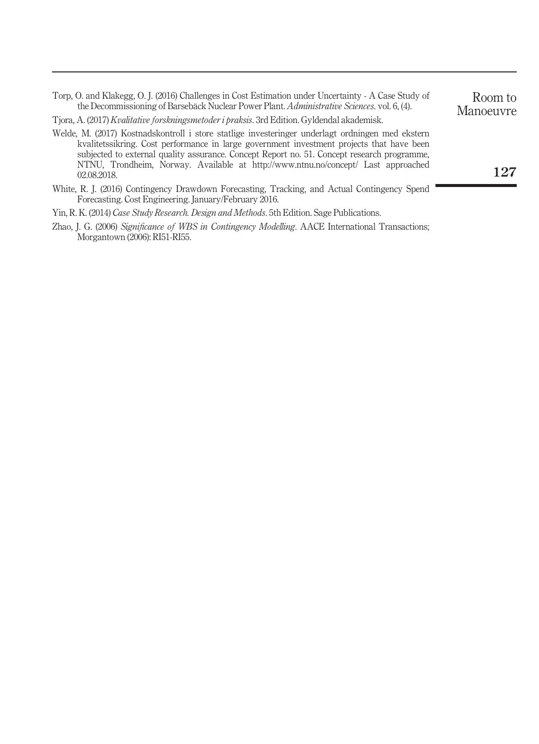Torp, O. and Klakegg, O. J. (2016) Challenges in Cost Estimation under Uncertainty - A Case Study of the Decommissioning of Barsebäck Nuclear Power Plant. *Administrative Sciences*. vol. 6, (4).

Tjora, A. (2017) *Kvalitative forskningsmetoder i praksis*. 3rd Edition. Gyldendal akademisk.

Welde, M. (2017) Kostnadskontroll i store statlige investeringer underlagt ordningen med ekstern kvalitetssikring. Cost performance in large government investment projects that have been subjected to external quality assurance. Concept Report no. 51. Concept research programme, NTNU, Trondheim, Norway. Available at http://www.ntnu.no/concept/ Last approached 02.08.2018.

White, R. J. (2016) Contingency Drawdown Forecasting, Tracking, and Actual Contingency Spend Forecasting. Cost Engineering. January/February 2016.

Yin, R. K. (2014) *Case Study Research. Design and Methods*. 5th Edition. Sage Publications.

Zhao, J. G. (2006) *Significance of WBS in Contingency Modelling*. AACE International Transactions; Morgantown (2006): RI51-RI55.